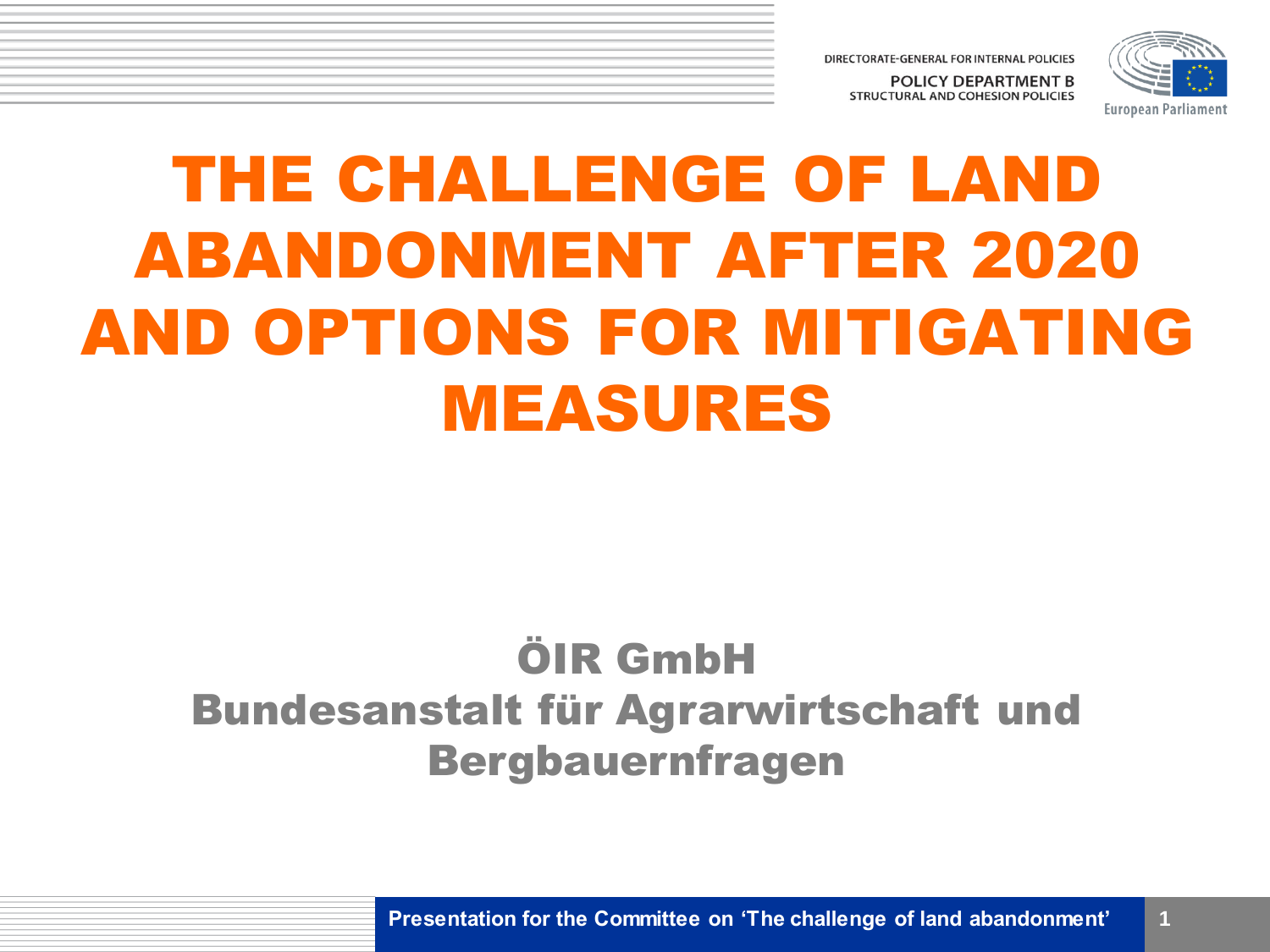DIRECTORATE-GENERAL FOR INTERNAL POLICIES

POLICY DEPARTMENT B

STRUCTURAL AND COHESION POLICIES

European Parliament

# THE CHALLENGE OF LAND ABANDONMENT AFTER 2020 AND OPTIONS FOR MITIGATING MEASURES

## ÖIR GmbH
## Bundesanstalt für Agrarwirtschaft und Bergbauernfragen

**Presentation for the Committee on 'The challenge of land abandonment'**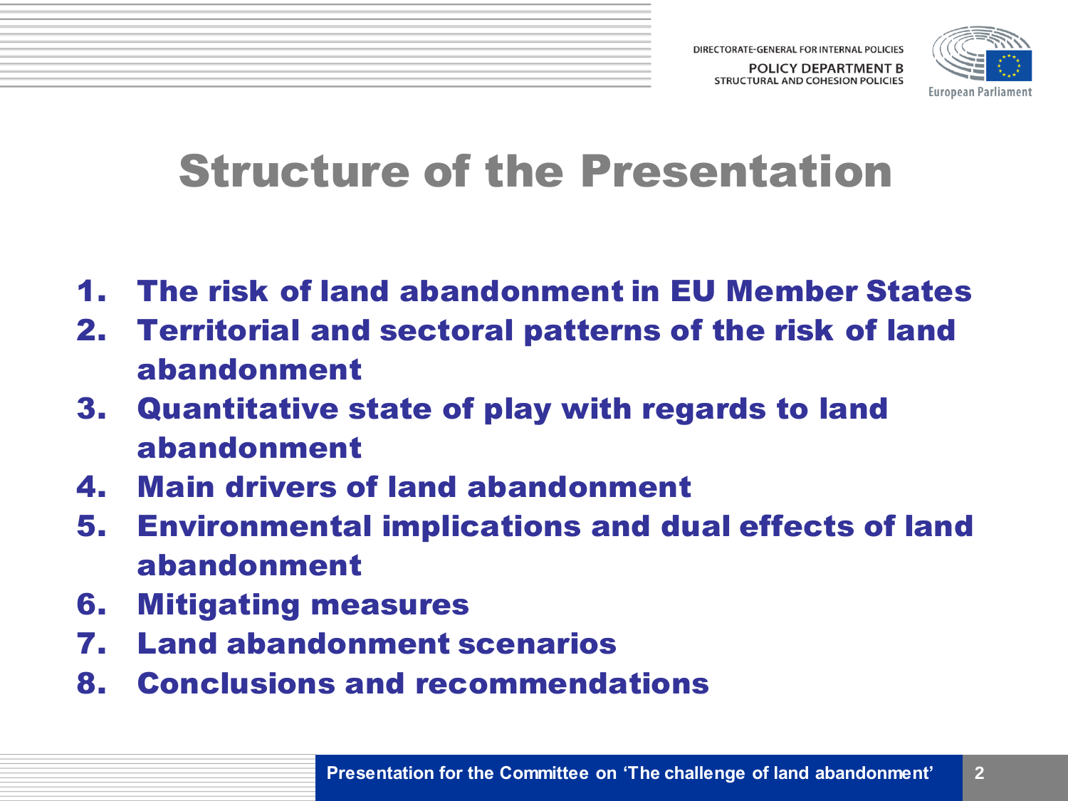# Structure of the Presentation

1. The risk of land abandonment in EU Member States
2. Territorial and sectoral patterns of the risk of land abandonment
3. Quantitative state of play with regards to land abandonment
4. Main drivers of land abandonment
5. Environmental implications and dual effects of land abandonment
6. Mitigating measures
7. Land abandonment scenarios
8. Conclusions and recommendations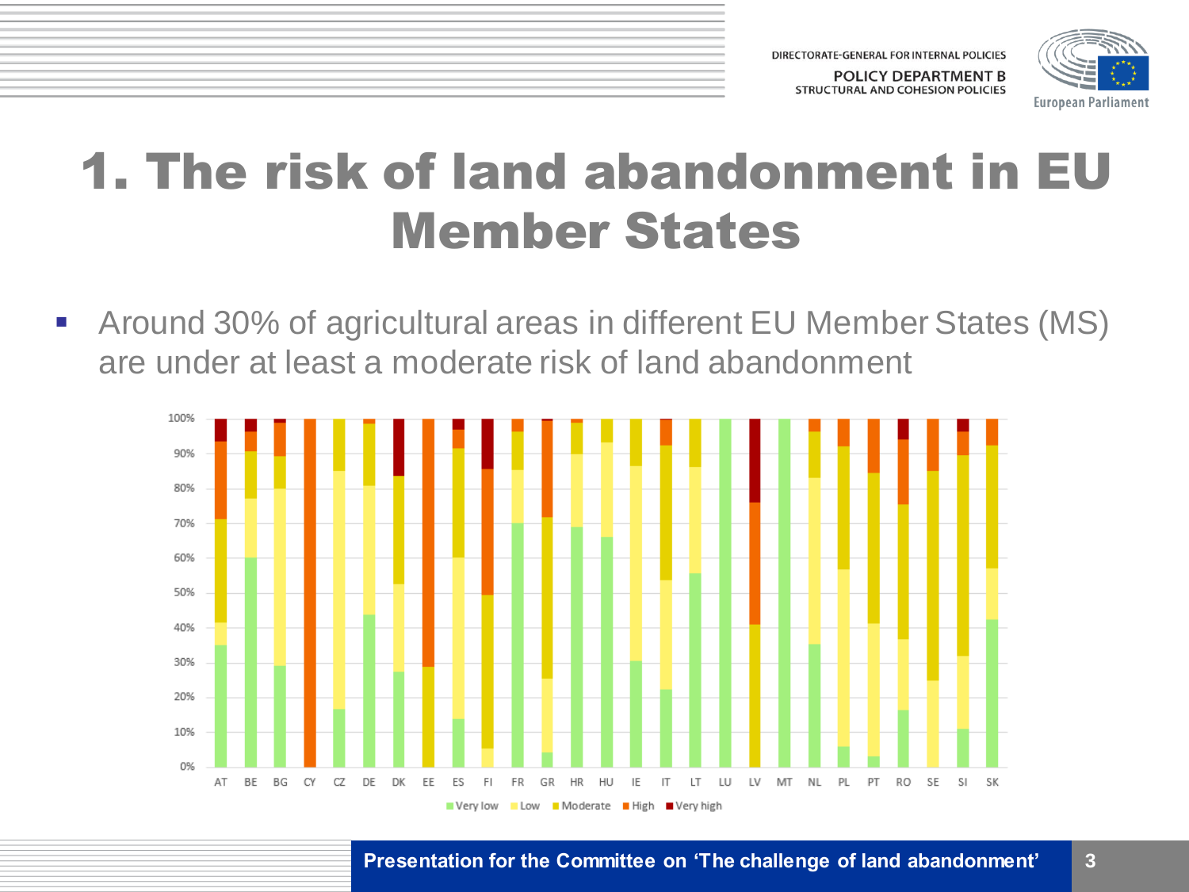# 1. The risk of land abandonment in EU Member States

- Around 30% of agricultural areas in different EU Member States (MS) are under at least a moderate risk of land abandonment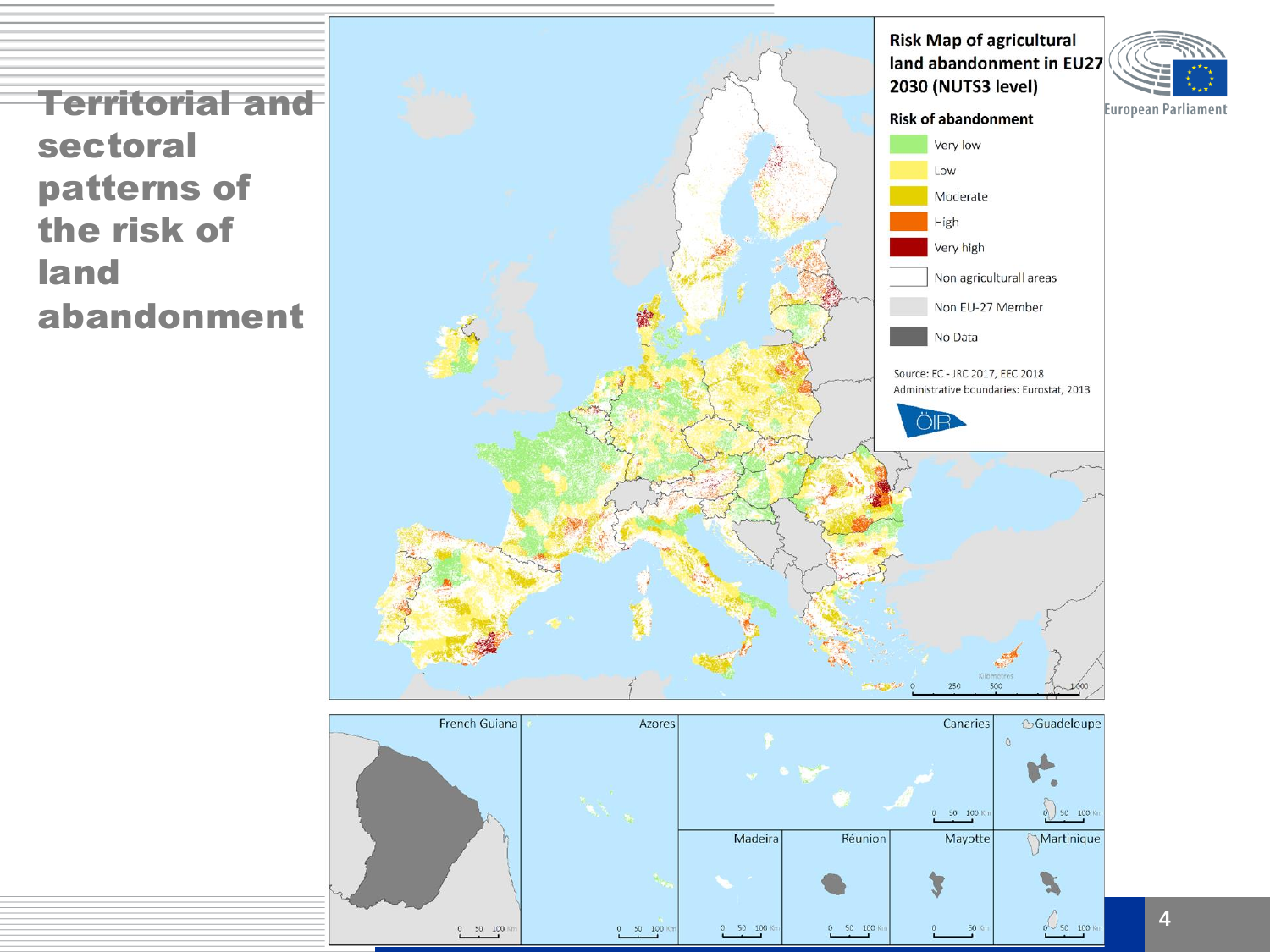# Territorial and sectoral patterns of the risk of land abandonment

**Risk Map of agricultural land abandonment in EU27 2030 (NUTS3 level)**

**Risk of abandonment**

- Very low
- Low
- Moderate
- High
- Very high
- Non agriculturall areas
- Non EU-27 Member
- No Data

Source: EC - JRC 2017, EEC 2018
Administrative boundaries: Eurostat, 2013

French Guiana | Azores | Canaries | Guadeloupe | Madeira | Réunion | Mayotte | Martinique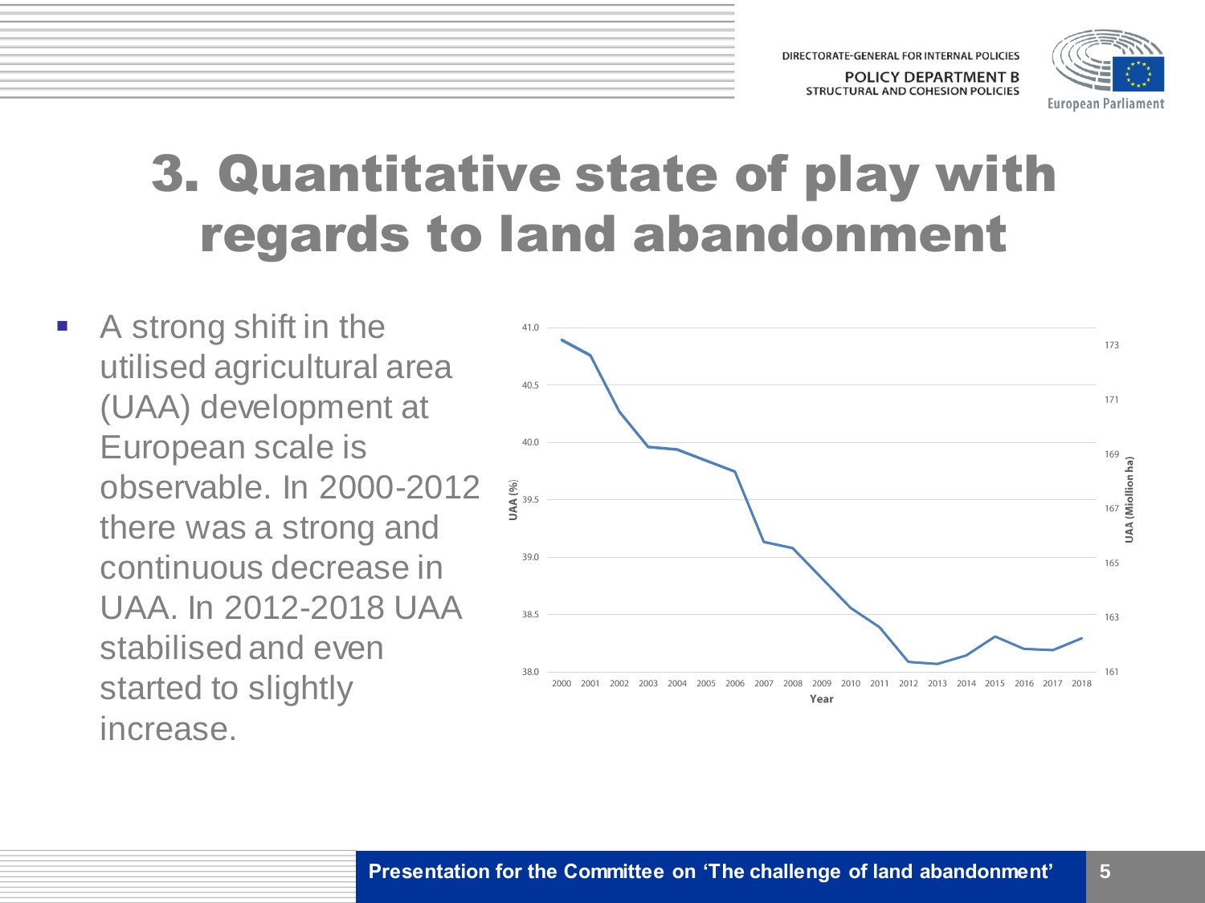# 3. Quantitative state of play with regards to land abandonment

- A strong shift in the utilised agricultural area (UAA) development at European scale is observable. In 2000-2012 there was a strong and continuous decrease in UAA. In 2012-2018 UAA stabilised and even started to slightly increase.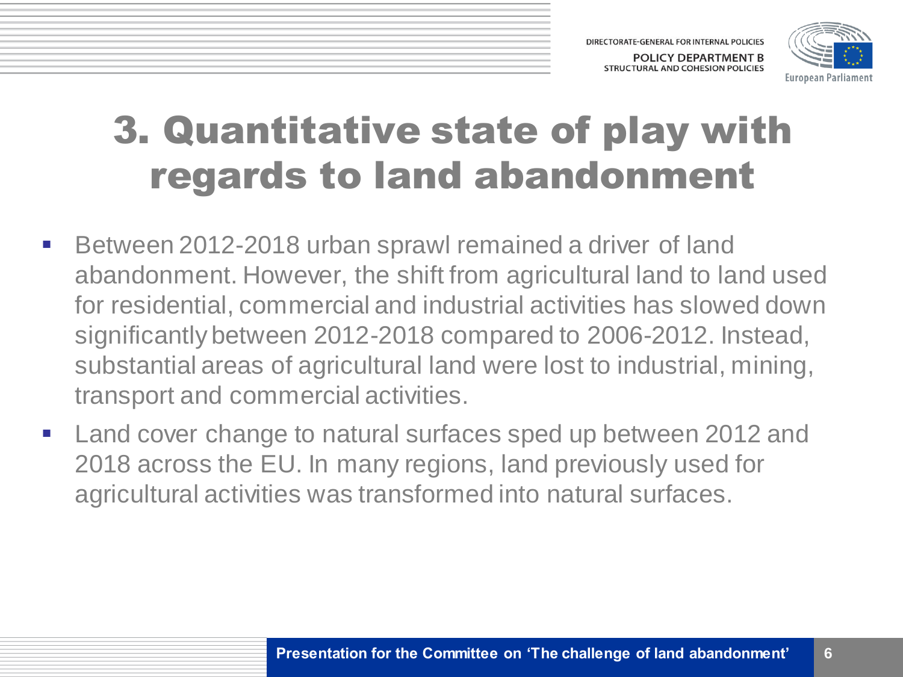# 3. Quantitative state of play with regards to land abandonment

- Between 2012-2018 urban sprawl remained a driver of land abandonment. However, the shift from agricultural land to land used for residential, commercial and industrial activities has slowed down significantly between 2012-2018 compared to 2006-2012. Instead, substantial areas of agricultural land were lost to industrial, mining, transport and commercial activities.
- Land cover change to natural surfaces sped up between 2012 and 2018 across the EU. In many regions, land previously used for agricultural activities was transformed into natural surfaces.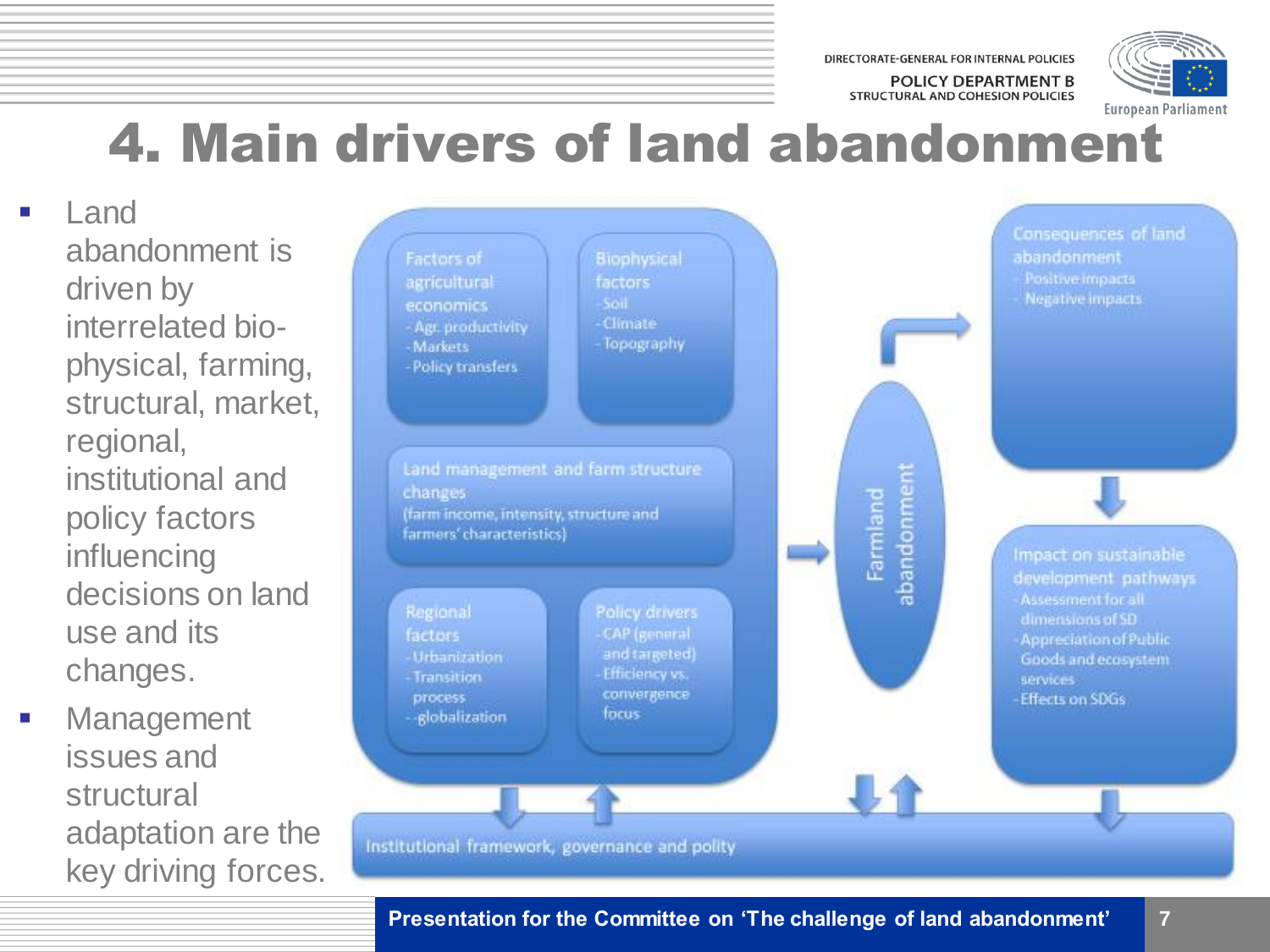# 4. Main drivers of land abandonment

- Land abandonment is driven by interrelated bio-physical, farming, structural, market, regional, institutional and policy factors influencing decisions on land use and its changes.
- Management issues and structural adaptation are the key driving forces.

Factors of agricultural economics
- Agr. productivity
- Markets
- Policy transfers

Biophysical factors
- Soil
- Climate
- Topography

Land management and farm structure changes
(farm income, intensity, structure and farmers' characteristics)

Regional factors
- Urbanization
- Transition process
- globalization

Policy drivers
- CAP (general and targeted)
- Efficiency vs. convergence focus

Farmland abandonment

Consequences of land abandonment
- Positive impacts
- Negative impacts

Impact on sustainable development pathways
- Assessment for all dimensions of SD
- Appreciation of Public Goods and ecosystem services
- Effects on SDGs

Institutional framework, governance and polity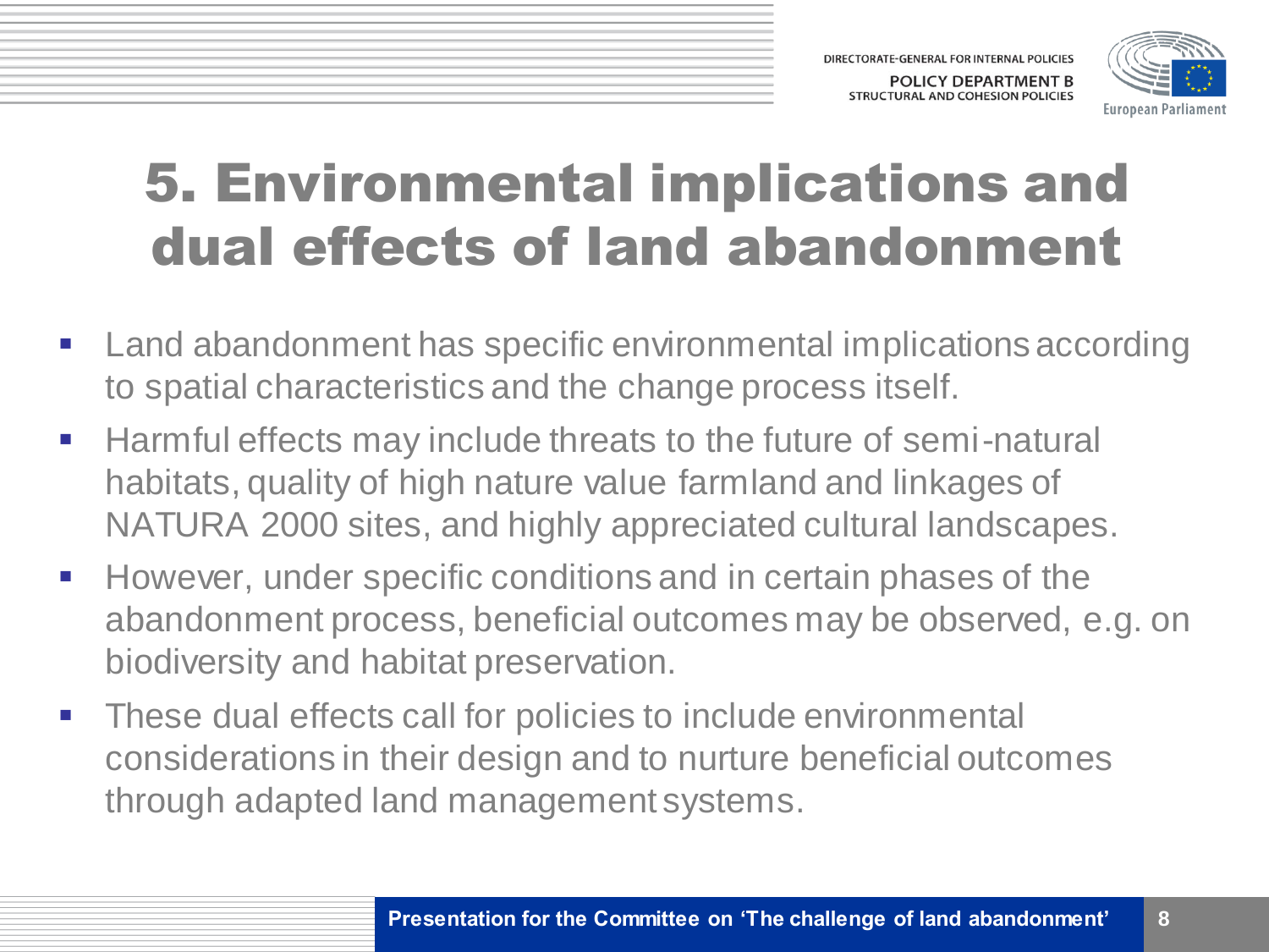# 5. Environmental implications and dual effects of land abandonment

- Land abandonment has specific environmental implications according to spatial characteristics and the change process itself.
- Harmful effects may include threats to the future of semi-natural habitats, quality of high nature value farmland and linkages of NATURA 2000 sites, and highly appreciated cultural landscapes.
- However, under specific conditions and in certain phases of the abandonment process, beneficial outcomes may be observed, e.g. on biodiversity and habitat preservation.
- These dual effects call for policies to include environmental considerations in their design and to nurture beneficial outcomes through adapted land management systems.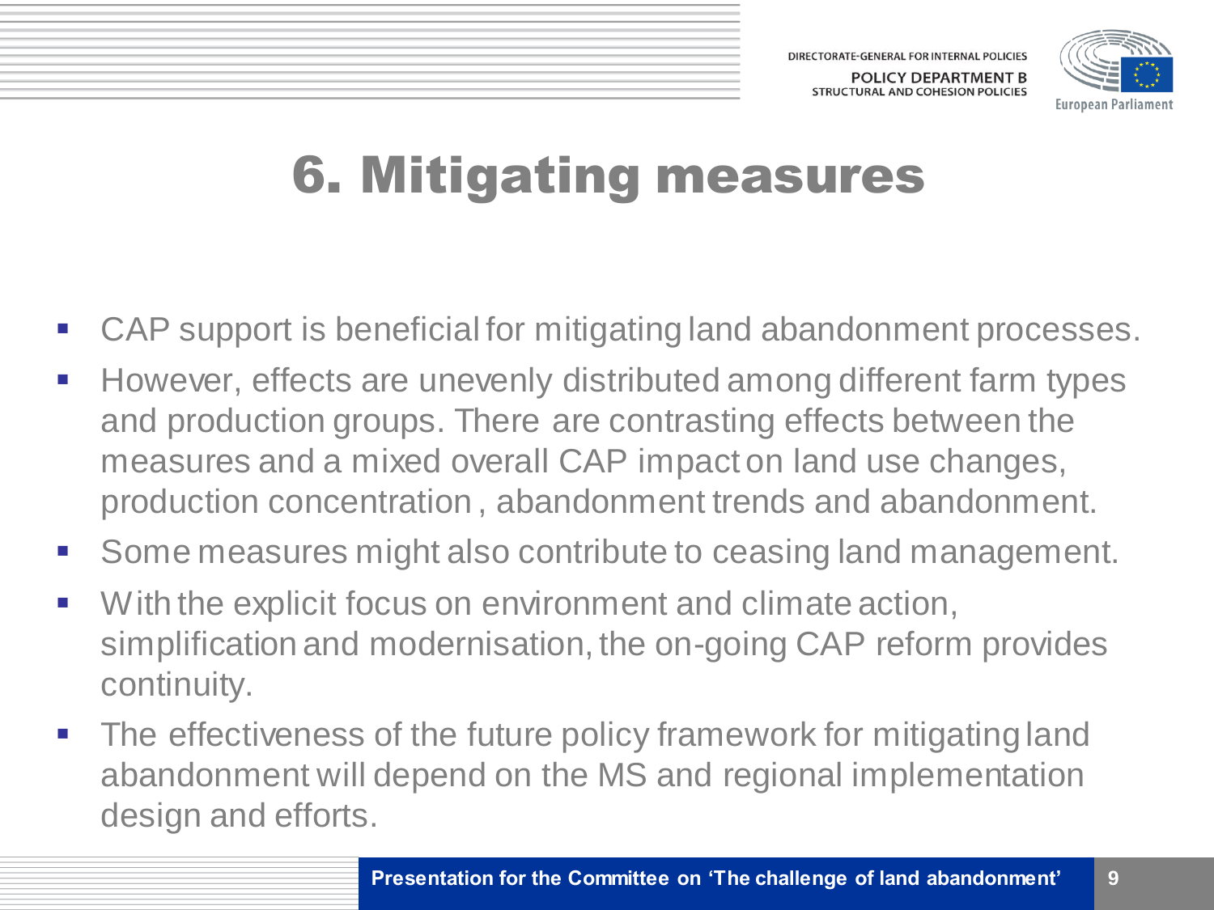# 6. Mitigating measures

- CAP support is beneficial for mitigating land abandonment processes.
- However, effects are unevenly distributed among different farm types and production groups. There are contrasting effects between the measures and a mixed overall CAP impact on land use changes, production concentration , abandonment trends and abandonment.
- Some measures might also contribute to ceasing land management.
- With the explicit focus on environment and climate action, simplification and modernisation, the on-going CAP reform provides continuity.
- The effectiveness of the future policy framework for mitigating land abandonment will depend on the MS and regional implementation design and efforts.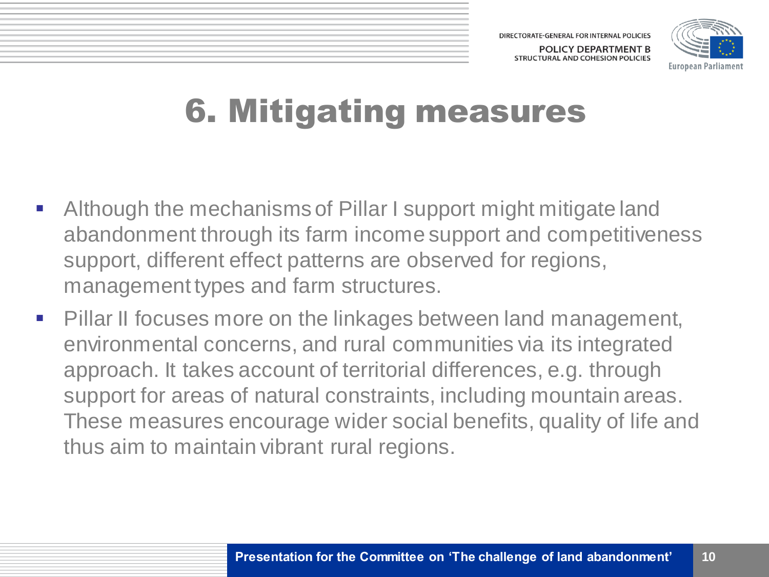# 6. Mitigating measures

- Although the mechanisms of Pillar I support might mitigate land abandonment through its farm income support and competitiveness support, different effect patterns are observed for regions, management types and farm structures.
- Pillar II focuses more on the linkages between land management, environmental concerns, and rural communities via its integrated approach. It takes account of territorial differences, e.g. through support for areas of natural constraints, including mountain areas. These measures encourage wider social benefits, quality of life and thus aim to maintain vibrant rural regions.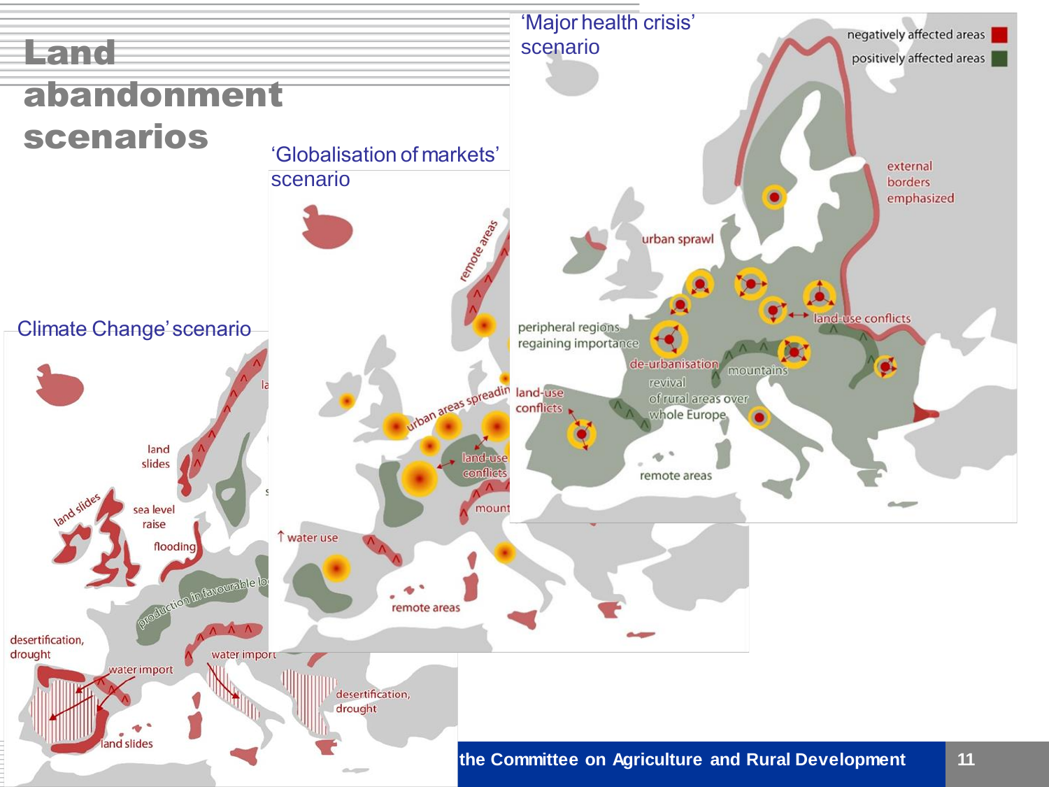# Land abandonment scenarios

'Major health crisis' scenario

negatively affected areas

positively affected areas

external borders emphasized

urban sprawl

peripheral regions regaining importance

land-use conflicts

de-urbanisation

mountains

revival of rural areas over whole Europe

land-use conflicts

remote areas

'Globalisation of markets' scenario

remote areas

urban areas spreading

land-use conflicts

↑ water use

remote areas

Climate Change' scenario

land slides

land slides

sea level raise

flooding

production in favourable lo

desertification, drought

water import

water import

desertification, drought

land slides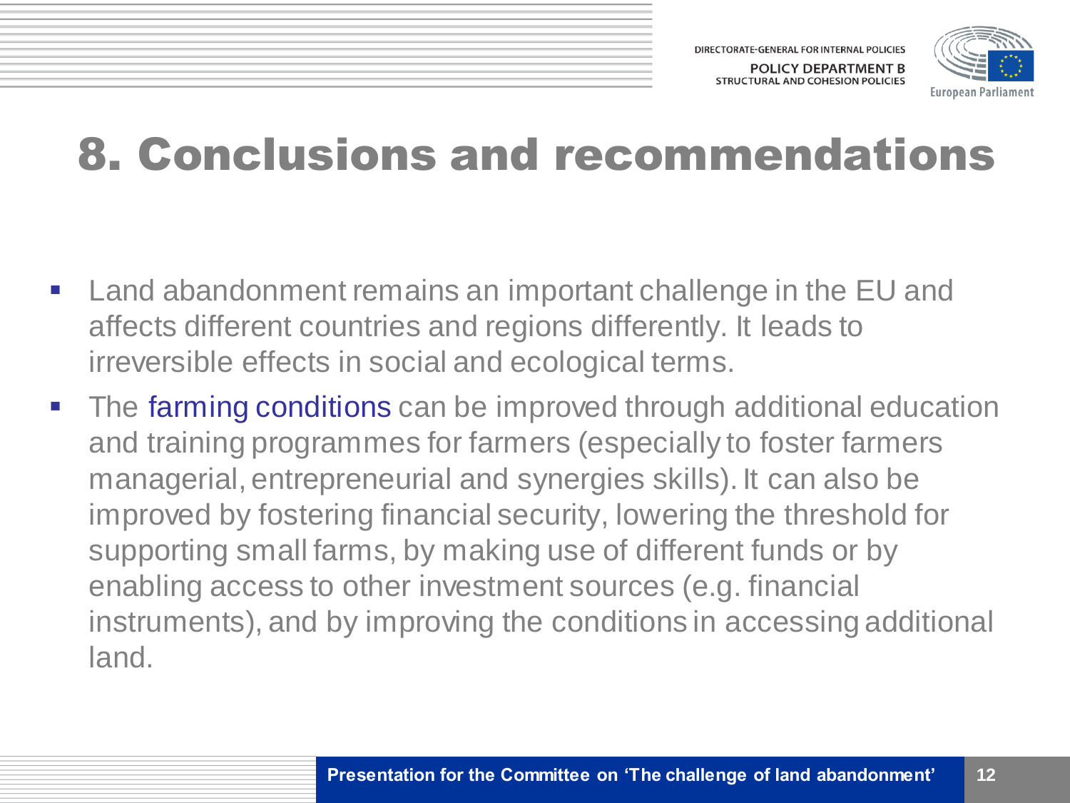# 8. Conclusions and recommendations

- Land abandonment remains an important challenge in the EU and affects different countries and regions differently. It leads to irreversible effects in social and ecological terms.
- The farming conditions can be improved through additional education and training programmes for farmers (especially to foster farmers managerial, entrepreneurial and synergies skills). It can also be improved by fostering financial security, lowering the threshold for supporting small farms, by making use of different funds or by enabling access to other investment sources (e.g. financial instruments), and by improving the conditions in accessing additional land.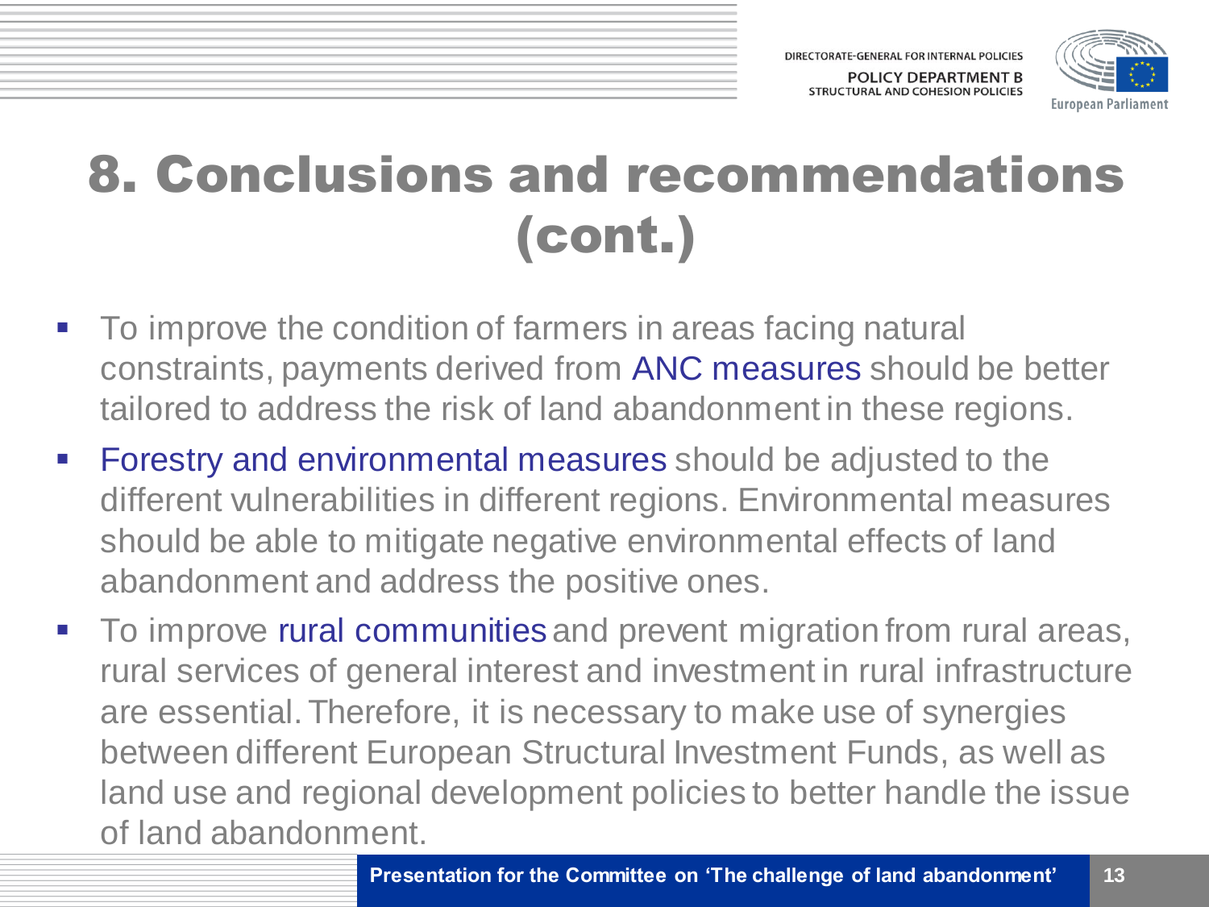# 8. Conclusions and recommendations (cont.)

- To improve the condition of farmers in areas facing natural constraints, payments derived from ANC measures should be better tailored to address the risk of land abandonment in these regions.
- Forestry and environmental measures should be adjusted to the different vulnerabilities in different regions. Environmental measures should be able to mitigate negative environmental effects of land abandonment and address the positive ones.
- To improve rural communities and prevent migration from rural areas, rural services of general interest and investment in rural infrastructure are essential. Therefore, it is necessary to make use of synergies between different European Structural Investment Funds, as well as land use and regional development policies to better handle the issue of land abandonment.